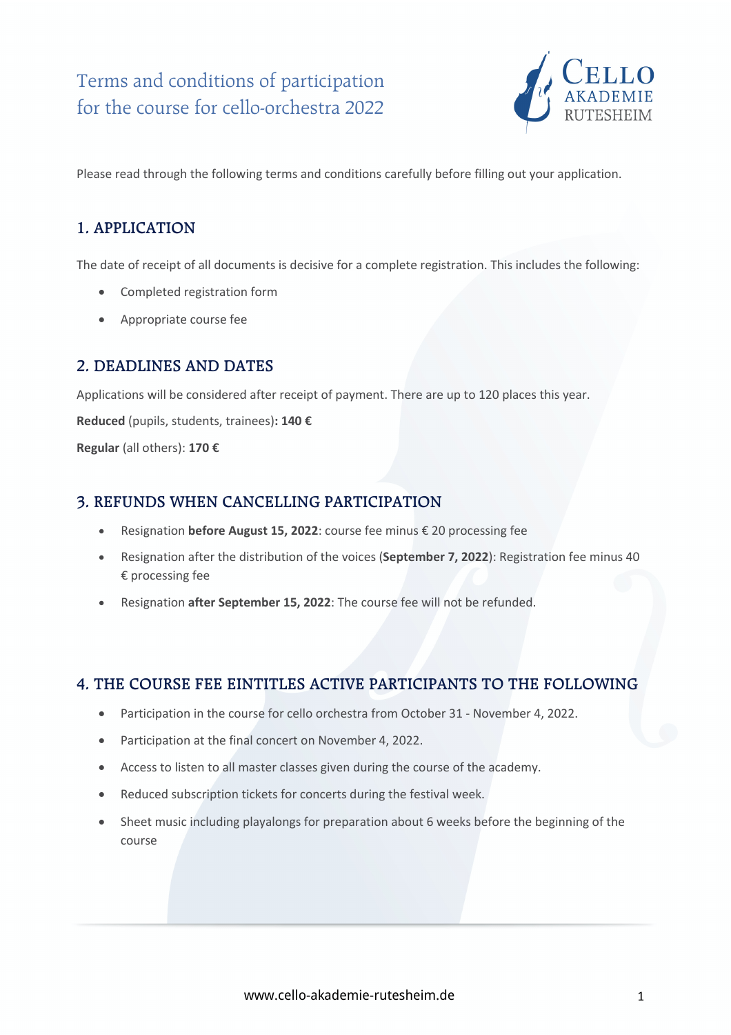# Terms and conditions of participation for the course for cello-orchestra 2022

Cello Akademie Rutesheim

Please read through the following terms and conditions carefully before filling out your application.

## 1. APPLICATION

The date of receipt of all documents is decisive for a complete registration. This includes the following:

- Completed registration form
- Appropriate course fee

## 2. DEADLINES AND DATES

Applications will be considered after receipt of payment. There are up to 120 places this year.

**Reduced** (pupils, students, trainees)**: 140 €**

**Regular** (all others): **170 €**

## 3. REFUNDS WHEN CANCELLING PARTICIPATION

- Resignation **before August 15, 2022**: course fee minus € 20 processing fee
- Resignation after the distribution of the voices (**September 7, 2022**): Registration fee minus 40 € processing fee
- Resignation **after September 15, 2022**: The course fee will not be refunded.

## 4. THE COURSE FEE EINTITLES ACTIVE PARTICIPANTS TO THE FOLLOWING

- Participation in the course for cello orchestra from October 31 - November 4, 2022.
- Participation at the final concert on November 4, 2022.
- Access to listen to all master classes given during the course of the academy.
- Reduced subscription tickets for concerts during the festival week.
- Sheet music including playalongs for preparation about 6 weeks before the beginning of the course

www.cello-akademie-rutesheim.de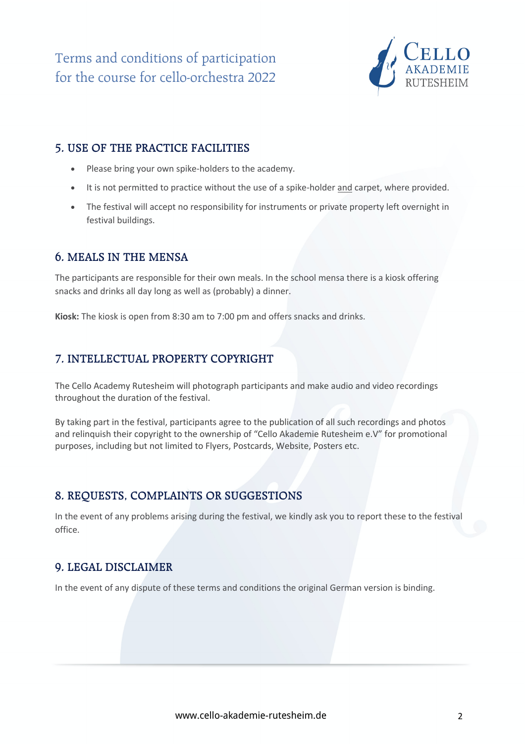## 5. USE OF THE PRACTICE FACILITIES

- Please bring your own spike-holders to the academy.
- It is not permitted to practice without the use of a spike-holder and carpet, where provided.
- The festival will accept no responsibility for instruments or private property left overnight in festival buildings.

## 6. MEALS IN THE MENSA

The participants are responsible for their own meals. In the school mensa there is a kiosk offering snacks and drinks all day long as well as (probably) a dinner.

**Kiosk:** The kiosk is open from 8:30 am to 7:00 pm and offers snacks and drinks.

## 7. INTELLECTUAL PROPERTY COPYRIGHT

The Cello Academy Rutesheim will photograph participants and make audio and video recordings throughout the duration of the festival.

By taking part in the festival, participants agree to the publication of all such recordings and photos and relinquish their copyright to the ownership of "Cello Akademie Rutesheim e.V" for promotional purposes, including but not limited to Flyers, Postcards, Website, Posters etc.

## 8. REQUESTS, COMPLAINTS OR SUGGESTIONS

In the event of any problems arising during the festival, we kindly ask you to report these to the festival office.

## 9. LEGAL DISCLAIMER

In the event of any dispute of these terms and conditions the original German version is binding.